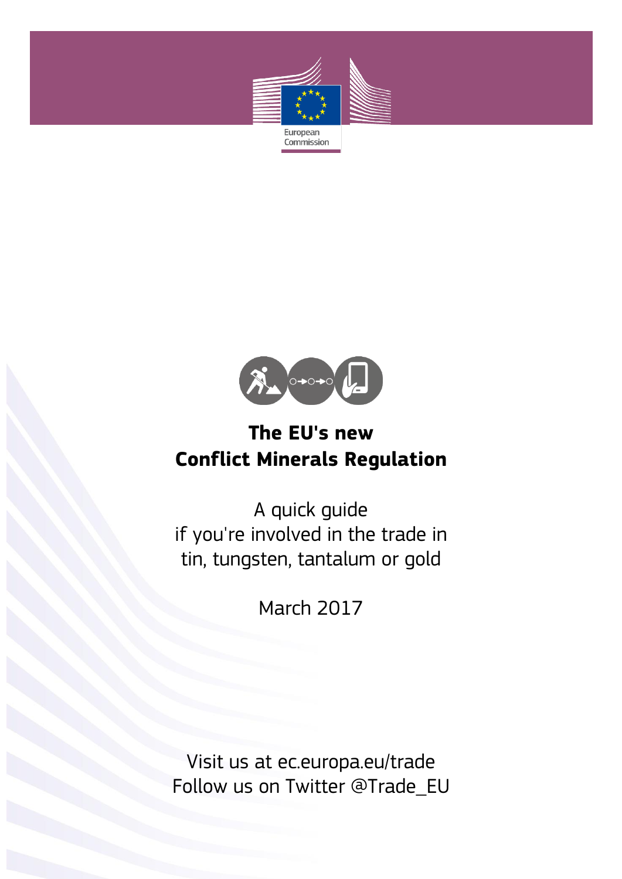European Commission

# The EU's new Conflict Minerals Regulation

A quick guide
if you're involved in the trade in
tin, tungsten, tantalum or gold

March 2017

Visit us at ec.europa.eu/trade
Follow us on Twitter @Trade_EU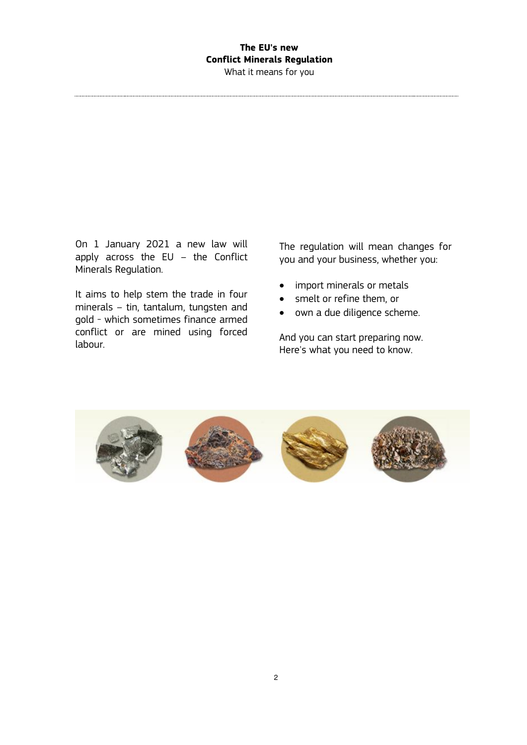**The EU's new**
**Conflict Minerals Regulation**
What it means for you

On 1 January 2021 a new law will apply across the EU – the Conflict Minerals Regulation.

It aims to help stem the trade in four minerals – tin, tantalum, tungsten and gold - which sometimes finance armed conflict or are mined using forced labour.

The regulation will mean changes for you and your business, whether you:

- import minerals or metals
- smelt or refine them, or
- own a due diligence scheme.

And you can start preparing now.
Here's what you need to know.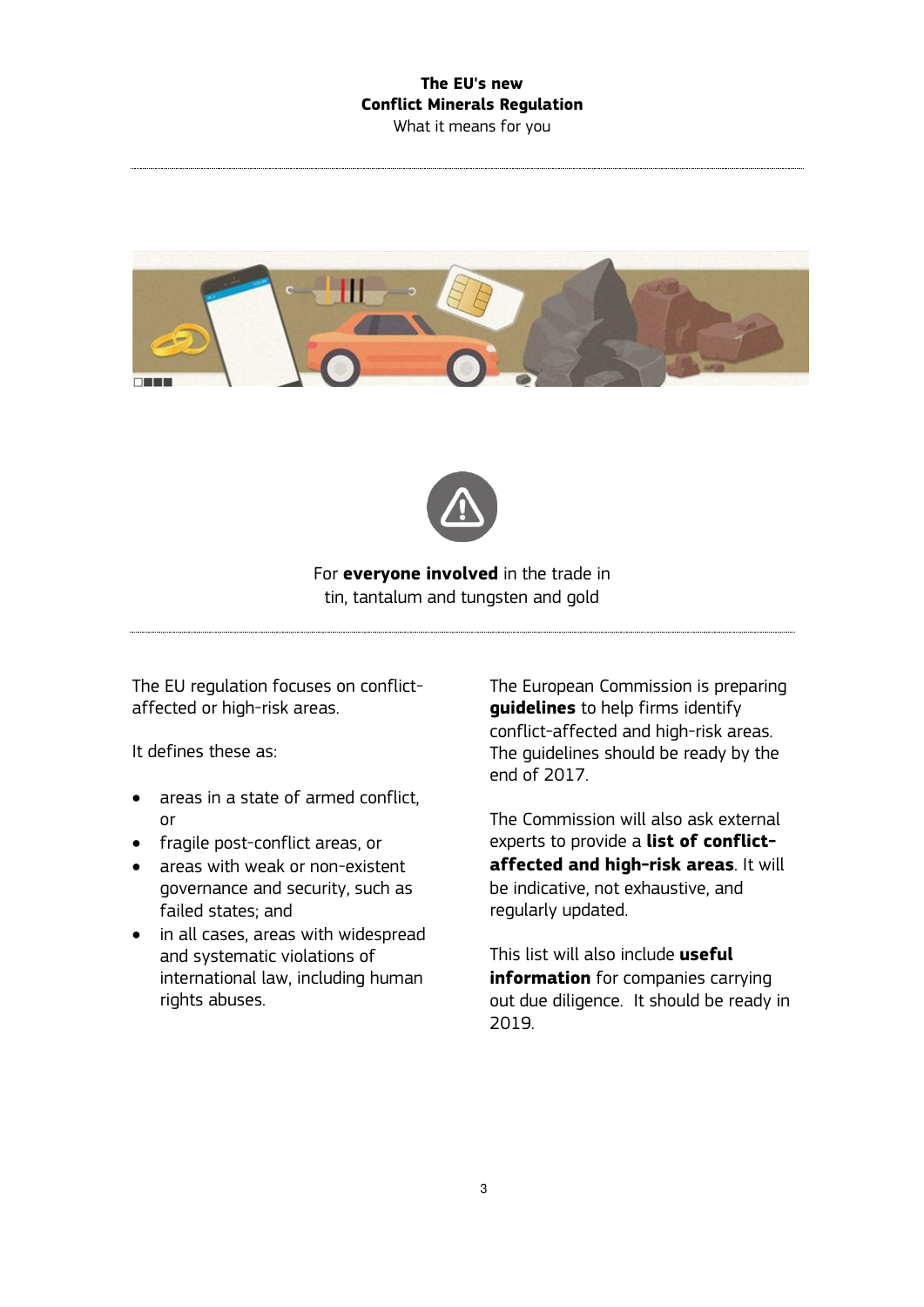**The EU's new**
**Conflict Minerals Regulation**
What it means for you

For **everyone involved** in the trade in tin, tantalum and tungsten and gold

The EU regulation focuses on conflict-affected or high-risk areas.

It defines these as:

- areas in a state of armed conflict, or
- fragile post-conflict areas, or
- areas with weak or non-existent governance and security, such as failed states; and
- in all cases, areas with widespread and systematic violations of international law, including human rights abuses.

The European Commission is preparing **guidelines** to help firms identify conflict-affected and high-risk areas. The guidelines should be ready by the end of 2017.

The Commission will also ask external experts to provide a **list of conflict-affected and high-risk areas**. It will be indicative, not exhaustive, and regularly updated.

This list will also include **useful information** for companies carrying out due diligence. It should be ready in 2019.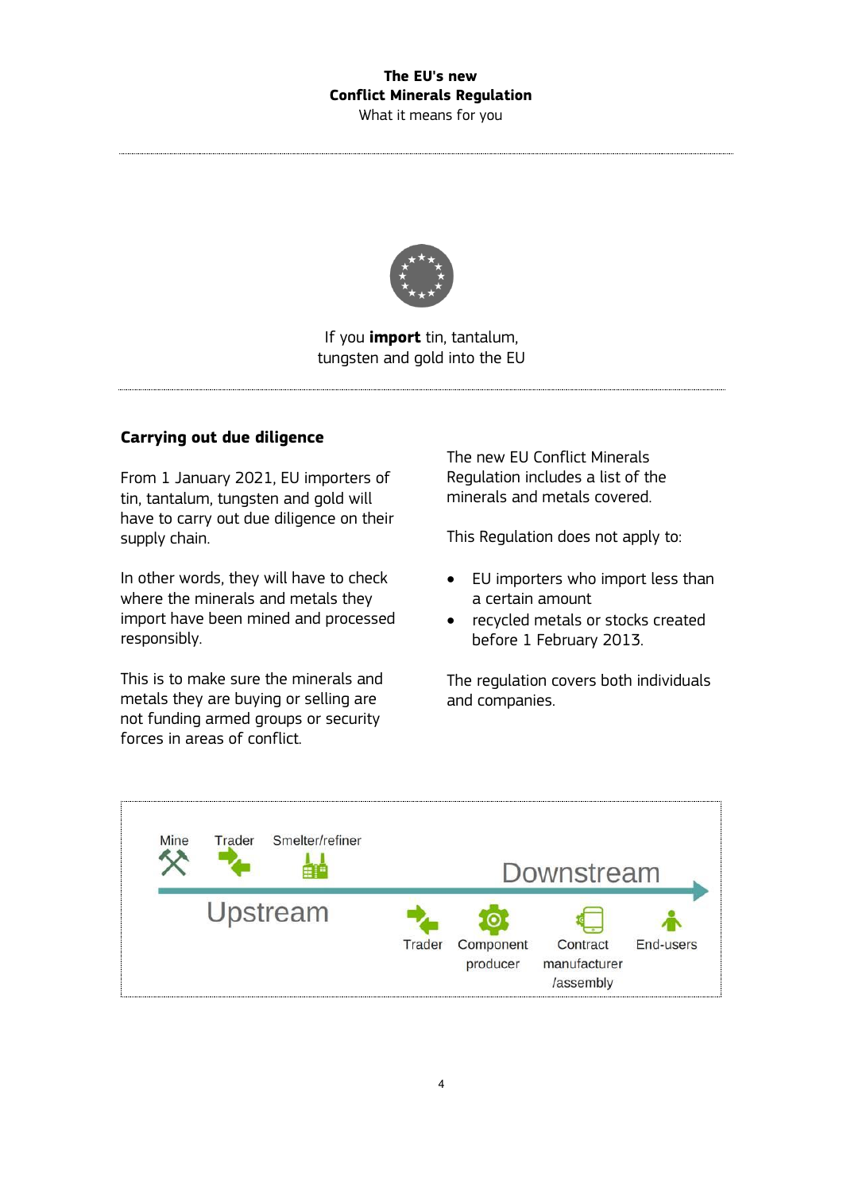If you **import** tin, tantalum, tungsten and gold into the EU

## Carrying out due diligence

From 1 January 2021, EU importers of tin, tantalum, tungsten and gold will have to carry out due diligence on their supply chain.

In other words, they will have to check where the minerals and metals they import have been mined and processed responsibly.

This is to make sure the minerals and metals they are buying or selling are not funding armed groups or security forces in areas of conflict.

The new EU Conflict Minerals Regulation includes a list of the minerals and metals covered.

This Regulation does not apply to:

- EU importers who import less than a certain amount
- recycled metals or stocks created before 1 February 2013.

The regulation covers both individuals and companies.

Mine | Trader | Smelter/refiner

Upstream

Downstream

Trader | Component producer | Contract manufacturer /assembly | End-users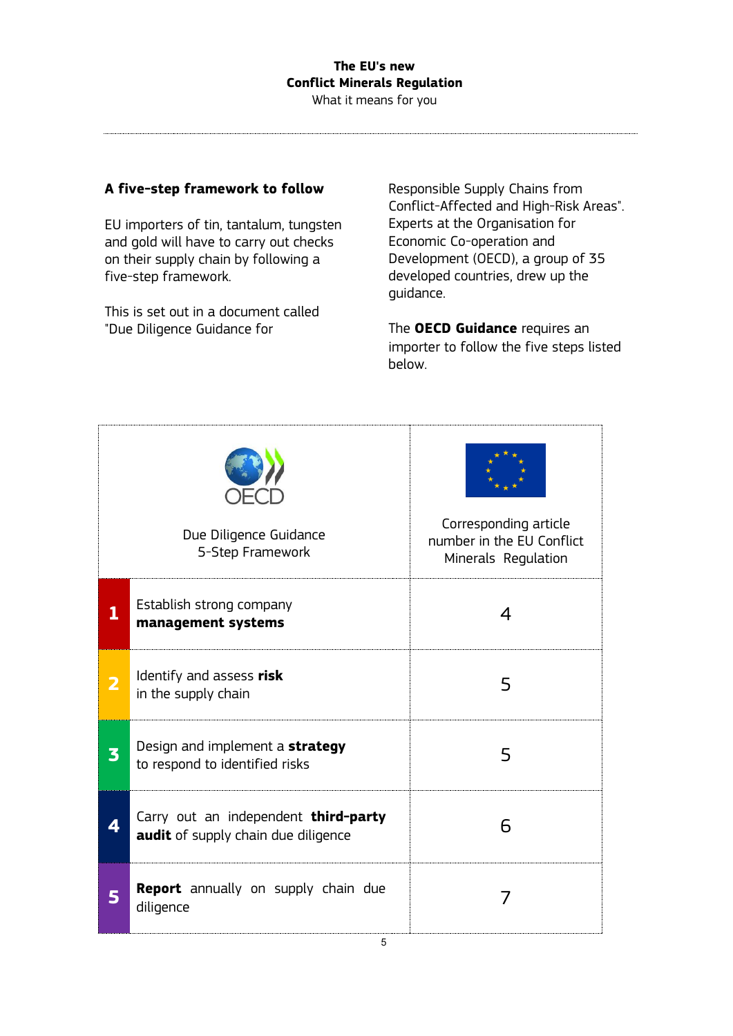## A five-step framework to follow

EU importers of tin, tantalum, tungsten and gold will have to carry out checks on their supply chain by following a five-step framework.

This is set out in a document called "Due Diligence Guidance for Responsible Supply Chains from Conflict-Affected and High-Risk Areas". Experts at the Organisation for Economic Co-operation and Development (OECD), a group of 35 developed countries, drew up the guidance.

The **OECD Guidance** requires an importer to follow the five steps listed below.

| | OECD Due Diligence Guidance 5-Step Framework | Corresponding article number in the EU Conflict Minerals Regulation |
|---|---|---|
| 1 | Establish strong company **management systems** | 4 |
| 2 | Identify and assess **risk** in the supply chain | 5 |
| 3 | Design and implement a **strategy** to respond to identified risks | 5 |
| 4 | Carry out an independent **third-party audit** of supply chain due diligence | 6 |
| 5 | **Report** annually on supply chain due diligence | 7 |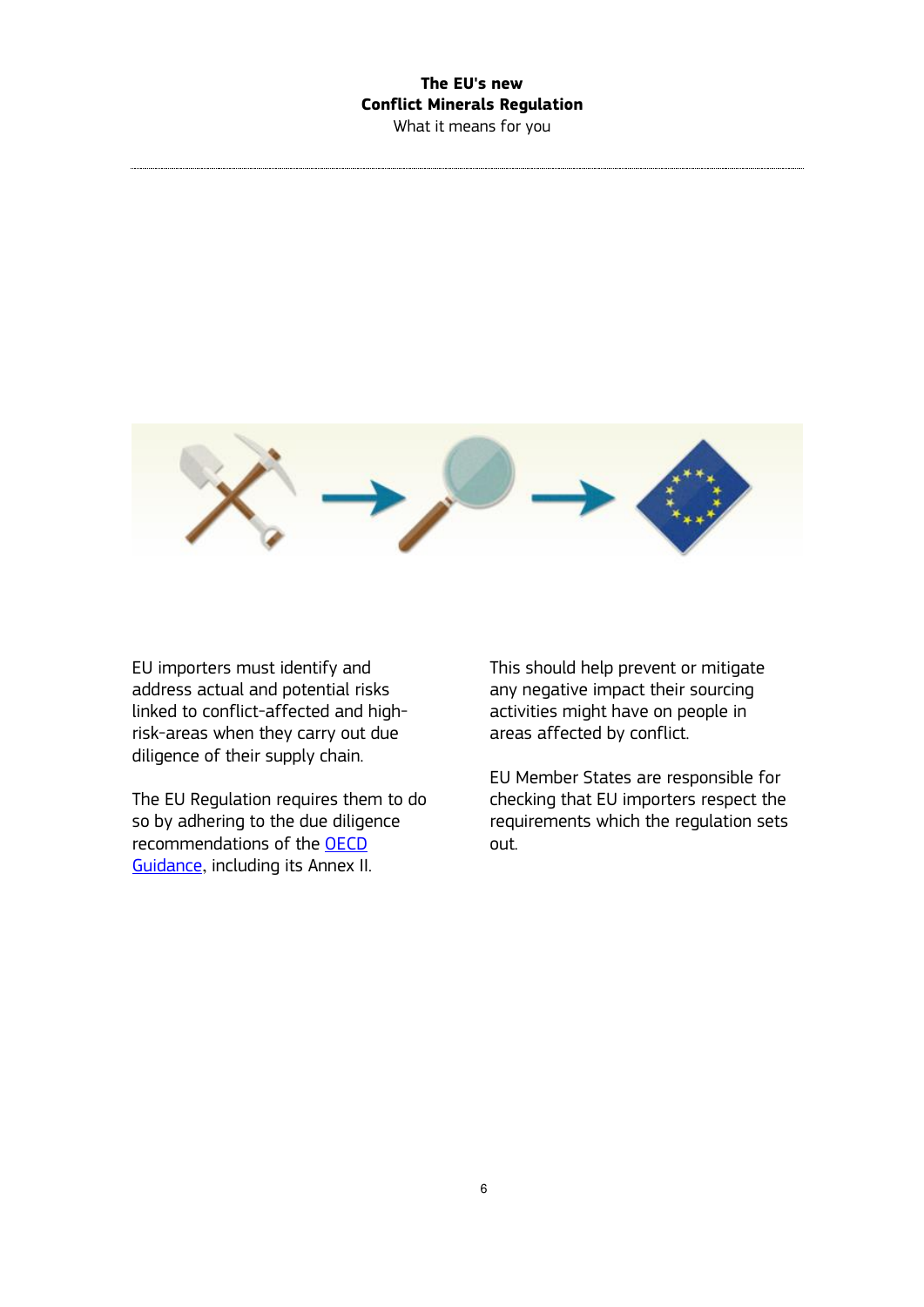EU importers must identify and address actual and potential risks linked to conflict-affected and high-risk-areas when they carry out due diligence of their supply chain.

The EU Regulation requires them to do so by adhering to the due diligence recommendations of the OECD Guidance, including its Annex II.

This should help prevent or mitigate any negative impact their sourcing activities might have on people in areas affected by conflict.

EU Member States are responsible for checking that EU importers respect the requirements which the regulation sets out.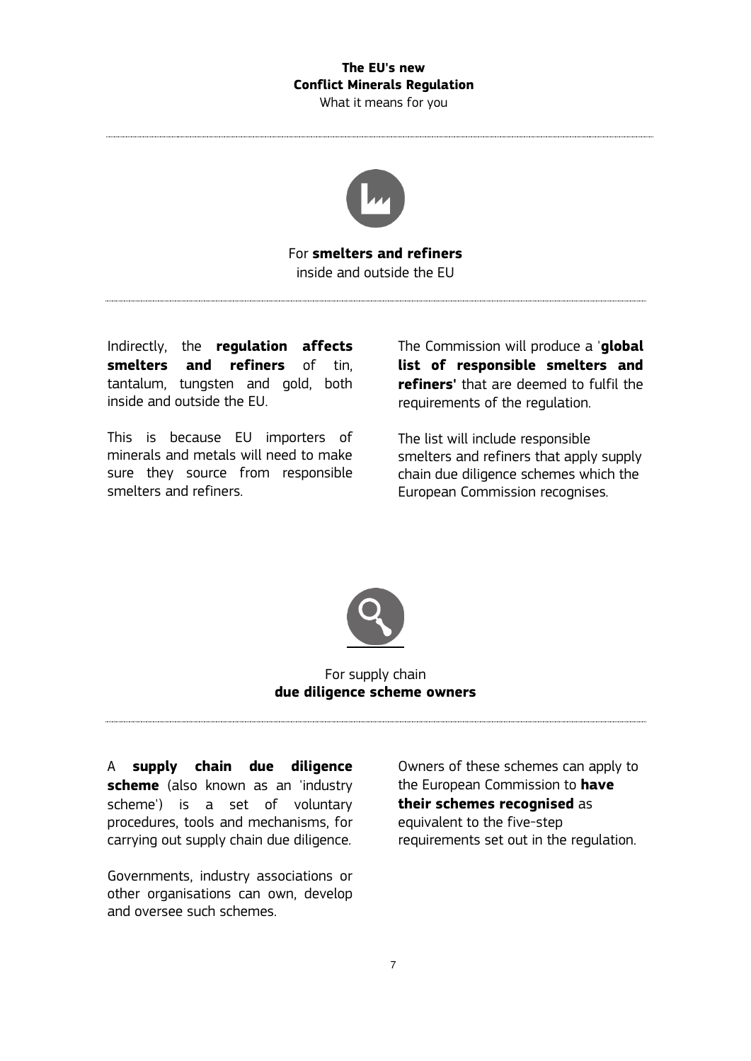## For **smelters and refiners** inside and outside the EU

Indirectly, the **regulation affects smelters and refiners** of tin, tantalum, tungsten and gold, both inside and outside the EU.

This is because EU importers of minerals and metals will need to make sure they source from responsible smelters and refiners.

The Commission will produce a '**global list of responsible smelters and refiners'** that are deemed to fulfil the requirements of the regulation.

The list will include responsible smelters and refiners that apply supply chain due diligence schemes which the European Commission recognises.

## For supply chain **due diligence scheme owners**

A **supply chain due diligence scheme** (also known as an 'industry scheme') is a set of voluntary procedures, tools and mechanisms, for carrying out supply chain due diligence.

Governments, industry associations or other organisations can own, develop and oversee such schemes.

Owners of these schemes can apply to the European Commission to **have their schemes recognised** as equivalent to the five-step requirements set out in the regulation.